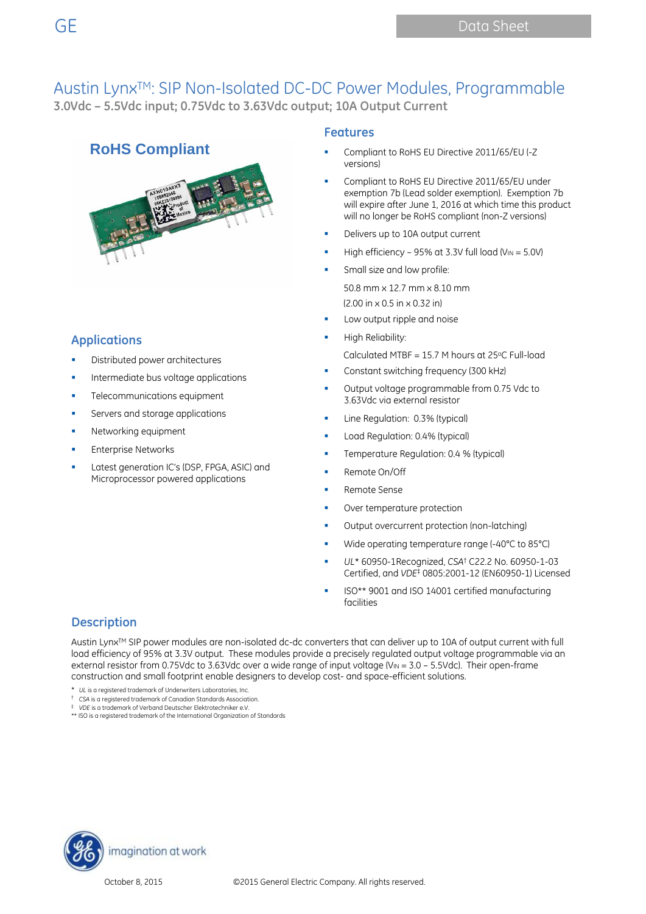# Austin Lynx™: SIP Non-Isolated DC-DC Power Modules, Programmable

**3.0Vdc – 5.5Vdc input; 0.75Vdc to 3.63Vdc output; 10A Output Current**

**RoHS Compliant**

## Features

- Compliant to RoHS EU Directive 2011/65/EU (-Z versions)
- Compliant to RoHS EU Directive 2011/65/EU under exemption 7b (Lead solder exemption). Exemption 7b will expire after June 1, 2016 at which time this product will no longer be RoHS compliant (non-Z versions)
- Delivers up to 10A output current
- High efficiency – 95% at 3.3V full load ($V_{IN}$ = 5.0V)
- Small size and low profile:

  50.8 mm x 12.7 mm x 8.10 mm

  (2.00 in x 0.5 in x 0.32 in)
- Low output ripple and noise
- High Reliability:

  Calculated MTBF = 15.7 M hours at 25°C Full-load
- Constant switching frequency (300 kHz)
- Output voltage programmable from 0.75 Vdc to 3.63Vdc via external resistor
- Line Regulation: 0.3% (typical)
- Load Regulation: 0.4% (typical)
- Temperature Regulation: 0.4 % (typical)
- Remote On/Off
- Remote Sense
- Over temperature protection
- Output overcurrent protection (non-latching)
- Wide operating temperature range (-40°C to 85°C)
- *UL** 60950-1Recognized, *CSA*† C22.2 No. 60950-1-03 Certified, and *VDE*‡ 0805:2001-12 (EN60950-1) Licensed
- ISO** 9001 and ISO 14001 certified manufacturing facilities

## Applications

- Distributed power architectures
- Intermediate bus voltage applications
- Telecommunications equipment
- Servers and storage applications
- Networking equipment
- Enterprise Networks
- Latest generation IC's (DSP, FPGA, ASIC) and Microprocessor powered applications

## Description

Austin Lynx™ SIP power modules are non-isolated dc-dc converters that can deliver up to 10A of output current with full load efficiency of 95% at 3.3V output. These modules provide a precisely regulated output voltage programmable via an external resistor from 0.75Vdc to 3.63Vdc over a wide range of input voltage ($V_{IN}$ = 3.0 – 5.5Vdc). Their open-frame construction and small footprint enable designers to develop cost- and space-efficient solutions.

\* *UL* is a registered trademark of Underwriters Laboratories, Inc.
† *CSA* is a registered trademark of Canadian Standards Association.
‡ *VDE* is a trademark of Verband Deutscher Elektrotechniker e.V.
** ISO is a registered trademark of the International Organization of Standards

October 8, 2015 ©2015 General Electric Company. All rights reserved.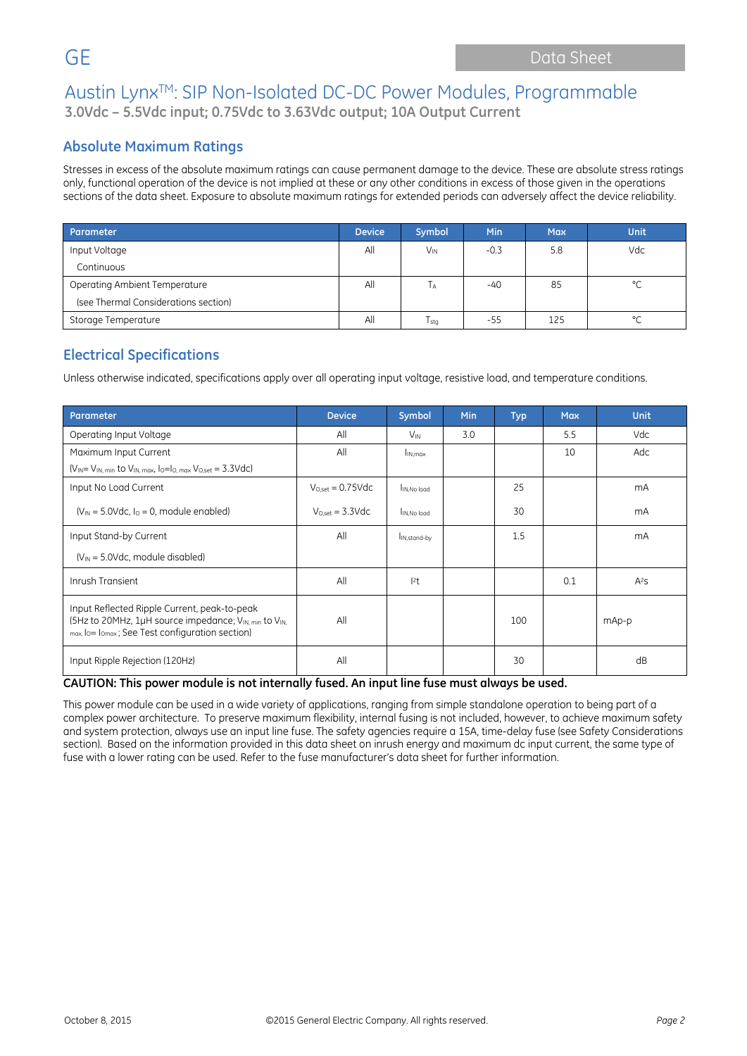# Austin Lynx™: SIP Non-Isolated DC-DC Power Modules, Programmable

**3.0Vdc – 5.5Vdc input; 0.75Vdc to 3.63Vdc output; 10A Output Current**

## Absolute Maximum Ratings

Stresses in excess of the absolute maximum ratings can cause permanent damage to the device. These are absolute stress ratings only, functional operation of the device is not implied at these or any other conditions in excess of those given in the operations sections of the data sheet. Exposure to absolute maximum ratings for extended periods can adversely affect the device reliability.

| Parameter | Device | Symbol | Min | Max | Unit |
|---|---|---|---|---|---|
| Input Voltage<br>Continuous | All | $V_{IN}$ | -0.3 | 5.8 | Vdc |
| Operating Ambient Temperature<br>(see Thermal Considerations section) | All | $T_A$ | -40 | 85 | °C |
| Storage Temperature | All | $T_{stg}$ | -55 | 125 | °C |

## Electrical Specifications

Unless otherwise indicated, specifications apply over all operating input voltage, resistive load, and temperature conditions.

| Parameter | Device | Symbol | Min | Typ | Max | Unit |
|---|---|---|---|---|---|---|
| Operating Input Voltage | All | $V_{IN}$ | 3.0 | | 5.5 | Vdc |
| Maximum Input Current<br>($V_{IN}$= $V_{IN, min}$ to $V_{IN, max}$, $I_O$=$I_{O, max}$ $V_{O,set}$ = 3.3Vdc) | All | $I_{IN,max}$ | | | 10 | Adc |
| Input No Load Current | $V_{O,set}$ = 0.75Vdc | $I_{IN,No\ load}$ | | 25 | | mA |
| ($V_{IN}$ = 5.0Vdc, $I_O$ = 0, module enabled) | $V_{O,set}$ = 3.3Vdc | $I_{IN,No\ load}$ | | 30 | | mA |
| Input Stand-by Current<br>($V_{IN}$ = 5.0Vdc, module disabled) | All | $I_{IN,stand\text{-}by}$ | | 1.5 | | mA |
| Inrush Transient | All | $I^2t$ | | | 0.1 | $A^2s$ |
| Input Reflected Ripple Current, peak-to-peak<br>(5Hz to 20MHz, 1μH source impedance; $V_{IN, min}$ to $V_{IN, max}$, $I_O$= $I_{Omax}$ ; See Test configuration section) | All | | | 100 | | mAp-p |
| Input Ripple Rejection (120Hz) | All | | | 30 | | dB |

**CAUTION: This power module is not internally fused. An input line fuse must always be used.**

This power module can be used in a wide variety of applications, ranging from simple standalone operation to being part of a complex power architecture. To preserve maximum flexibility, internal fusing is not included, however, to achieve maximum safety and system protection, always use an input line fuse. The safety agencies require a 15A, time-delay fuse (see Safety Considerations section). Based on the information provided in this data sheet on inrush energy and maximum dc input current, the same type of fuse with a lower rating can be used. Refer to the fuse manufacturer's data sheet for further information.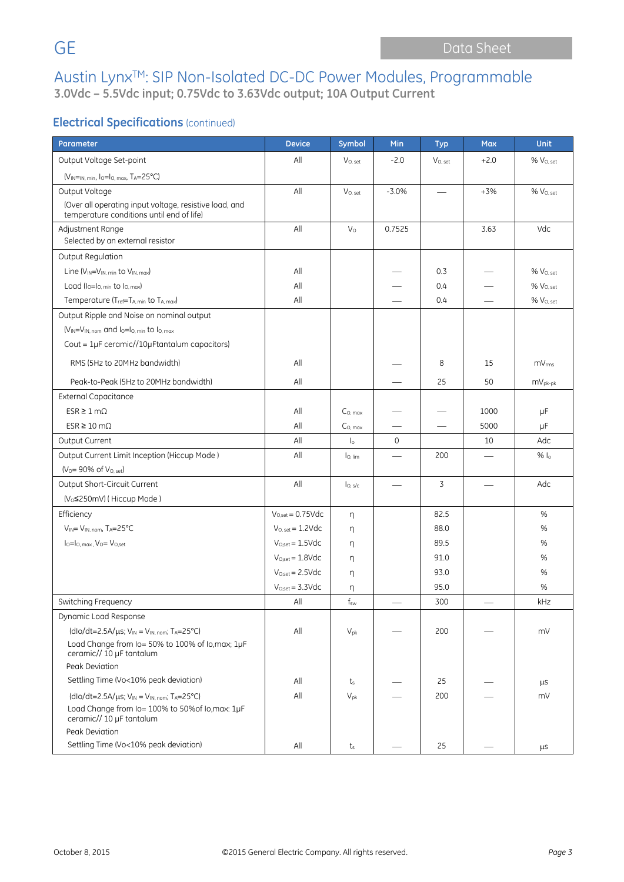## Electrical Specifications (continued)

| Parameter | Device | Symbol | Min | Typ | Max | Unit |
|---|---|---|---|---|---|---|
| Output Voltage Set-point ($V_{IN}$=$_{IN, min}$, $I_O$=$I_{O, max}$, $T_A$=25°C) | All | $V_{O, set}$ | -2.0 | $V_{O, set}$ | +2.0 | % $V_{O, set}$ |
| Output Voltage (Over all operating input voltage, resistive load, and temperature conditions until end of life) | All | $V_{O, set}$ | -3.0% | — | +3% | % $V_{O, set}$ |
| Adjustment Range Selected by an external resistor | All | $V_O$ | 0.7525 | | 3.63 | Vdc |
| Output Regulation | | | | | | |
| Line ($V_{IN}$=$V_{IN, min}$ to $V_{IN, max}$) | All | | — | 0.3 | — | % $V_{O, set}$ |
| Load ($I_O$=$I_{O, min}$ to $I_{O, max}$) | All | | — | 0.4 | — | % $V_{O, set}$ |
| Temperature ($T_{ref}$=$T_{A, min}$ to $T_{A, max}$) | All | | — | 0.4 | — | % $V_{O, set}$ |
| Output Ripple and Noise on nominal output ($V_{IN}$=$V_{IN, nom}$ and $I_O$=$I_{O, min}$ to $I_{O, max}$ Cout = 1μF ceramic//10μFtantalum capacitors) | | | | | | |
| RMS (5Hz to 20MHz bandwidth) | All | | — | 8 | 15 | $mV_{rms}$ |
| Peak-to-Peak (5Hz to 20MHz bandwidth) | All | | — | 25 | 50 | $mV_{pk-pk}$ |
| External Capacitance | | | | | | |
| ESR ≥ 1 mΩ | All | $C_{O, max}$ | — | — | 1000 | μF |
| ESR ≥ 10 mΩ | All | $C_{O, max}$ | — | — | 5000 | μF |
| Output Current | All | $I_o$ | 0 | | 10 | Adc |
| Output Current Limit Inception (Hiccup Mode ) ($V_O$= 90% of $V_{O, set}$) | All | $I_{O, lim}$ | — | 200 | — | % $I_o$ |
| Output Short-Circuit Current ($V_O$≤250mV) ( Hiccup Mode ) | All | $I_{O, s/c}$ | — | 3 | — | Adc |
| Efficiency $V_{IN}$= $V_{IN, nom}$, $T_A$=25°C $I_O$=$I_{O, max}$, $V_O$= $V_{O,set}$ | $V_{O,set}$ = 0.75Vdc | η | | 82.5 | | % |
| | $V_{O, set}$ = 1.2Vdc | η | | 88.0 | | % |
| | $V_{O,set}$ = 1.5Vdc | η | | 89.5 | | % |
| | $V_{O,set}$ = 1.8Vdc | η | | 91.0 | | % |
| | $V_{O,set}$ = 2.5Vdc | η | | 93.0 | | % |
| | $V_{O,set}$ = 3.3Vdc | η | | 95.0 | | % |
| Switching Frequency | All | $f_{sw}$ | — | 300 | — | kHz |
| Dynamic Load Response | | | | | | |
| (dIo/dt=2.5A/μs; $V_{IN}$ = $V_{IN, nom}$; $T_A$=25°C) Load Change from Io= 50% to 100% of Io,max; 1μF ceramic// 10 μF tantalum Peak Deviation | All | $V_{pk}$ | — | 200 | — | mV |
| Settling Time (Vo<10% peak deviation) | All | $t_s$ | — | 25 | — | μs |
| (dIo/dt=2.5A/μs; $V_{IN}$ = $V_{IN, nom}$; $T_A$=25°C) Load Change from Io= 100% to 50%of Io,max: 1μF ceramic// 10 μF tantalum Peak Deviation | All | $V_{pk}$ | — | 200 | — | mV |
| Settling Time (Vo<10% peak deviation) | All | $t_s$ | — | 25 | — | μs |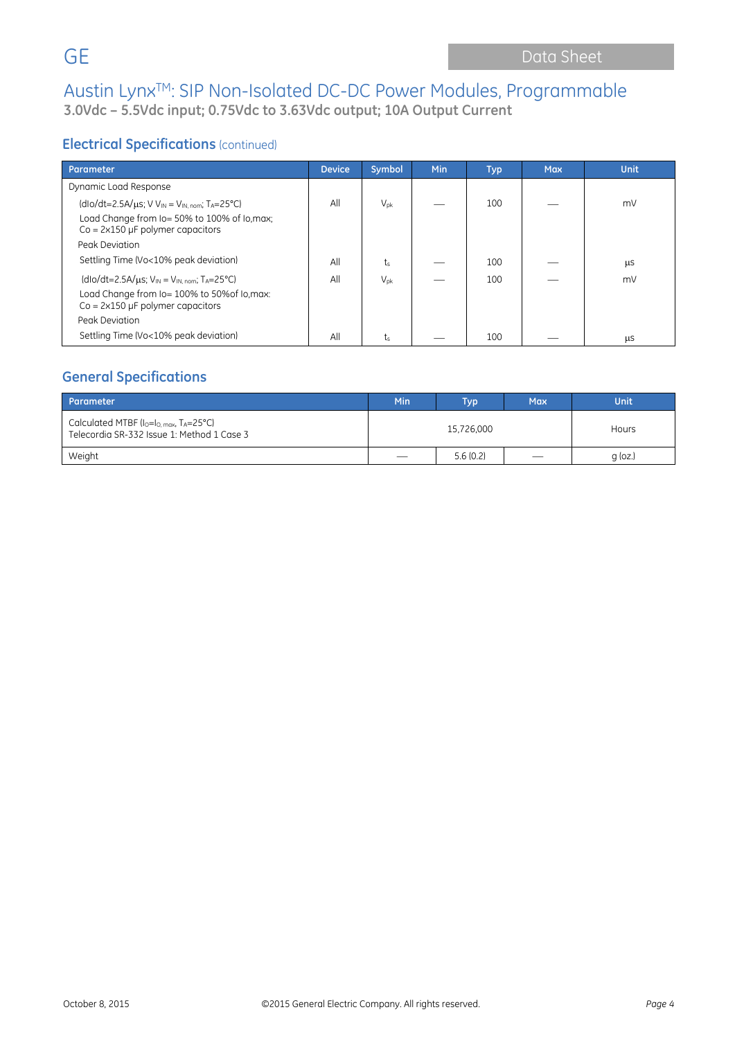## Electrical Specifications (continued)

| Parameter | Device | Symbol | Min | Typ | Max | Unit |
|---|---|---|---|---|---|---|
| Dynamic Load Response | | | | | | |
| (dIo/dt=2.5A/µs; V $V_{IN}$ = $V_{IN, nom}$; $T_A$=25°C) Load Change from Io= 50% to 100% of Io,max; Co = 2x150 µF polymer capacitors Peak Deviation | All | $V_{pk}$ | — | 100 | — | mV |
| Settling Time (Vo<10% peak deviation) | All | $t_s$ | — | 100 | — | µs |
| (dIo/dt=2.5A/µs; $V_{IN}$ = $V_{IN, nom}$; $T_A$=25°C) Load Change from Io= 100% to 50%of Io,max: Co = 2x150 µF polymer capacitors Peak Deviation | All | $V_{pk}$ | — | 100 | — | mV |
| Settling Time (Vo<10% peak deviation) | All | $t_s$ | — | 100 | — | µs |

## General Specifications

| Parameter | Min | Typ | Max | Unit |
|---|---|---|---|---|
| Calculated MTBF ($I_O$=$I_{O, max}$, $T_A$=25°C) Telecordia SR-332 Issue 1: Method 1 Case 3 | | 15,726,000 | | Hours |
| Weight | — | 5.6 (0.2) | — | g (oz.) |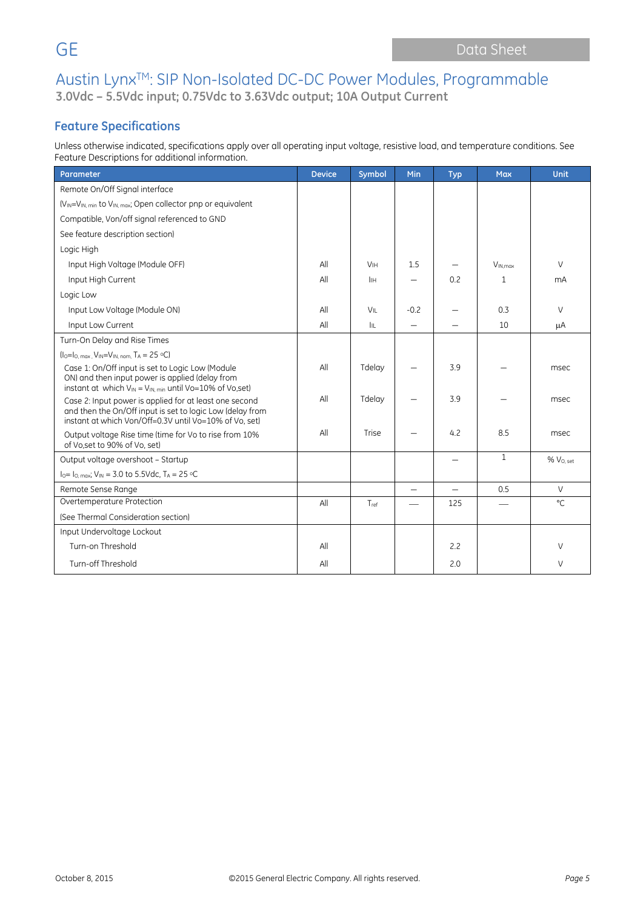# Austin Lynx™: SIP Non-Isolated DC-DC Power Modules, Programmable

**3.0Vdc – 5.5Vdc input; 0.75Vdc to 3.63Vdc output; 10A Output Current**

## Feature Specifications

Unless otherwise indicated, specifications apply over all operating input voltage, resistive load, and temperature conditions. See Feature Descriptions for additional information.

| Parameter | Device | Symbol | Min | Typ | Max | Unit |
|---|---|---|---|---|---|---|
| Remote On/Off Signal interface | | | | | | |
| ($V_{IN}$=$V_{IN, min}$ to $V_{IN, max}$; Open collector pnp or equivalent | | | | | | |
| Compatible, Von/off signal referenced to GND | | | | | | |
| See feature description section) | | | | | | |
| Logic High | | | | | | |
| Input High Voltage (Module OFF) | All | $V_{IH}$ | 1.5 | — | $V_{IN,max}$ | V |
| Input High Current | All | $I_{IH}$ | — | 0.2 | 1 | mA |
| Logic Low | | | | | | |
| Input Low Voltage (Module ON) | All | $V_{IL}$ | -0.2 | — | 0.3 | V |
| Input Low Current | All | $I_{IL}$ | — | — | 10 | μA |
| Turn-On Delay and Rise Times | | | | | | |
| ($I_O$=$I_{O, max}$ , $V_{IN}$=$V_{IN, nom,}$ $T_A$ = 25 °C) | | | | | | |
| Case 1: On/Off input is set to Logic Low (Module ON) and then input power is applied (delay from instant at which $V_{IN}$ = $V_{IN, min}$ until Vo=10% of Vo,set) | All | Tdelay | — | 3.9 | — | msec |
| Case 2: Input power is applied for at least one second and then the On/Off input is set to logic Low (delay from instant at which Von/Off=0.3V until Vo=10% of Vo, set) | All | Tdelay | — | 3.9 | — | msec |
| Output voltage Rise time (time for Vo to rise from 10% of Vo,set to 90% of Vo, set) | All | Trise | — | 4.2 | 8.5 | msec |
| Output voltage overshoot – Startup | | | | — | 1 | % $V_{O, set}$ |
| $I_O$= $I_{O, max}$; $V_{IN}$ = 3.0 to 5.5Vdc, $T_A$ = 25 °C | | | | | | |
| Remote Sense Range | | | — | — | 0.5 | V |
| Overtemperature Protection | All | $T_{ref}$ | — | 125 | — | °C |
| (See Thermal Consideration section) | | | | | | |
| Input Undervoltage Lockout | | | | | | |
| Turn-on Threshold | All | | | 2.2 | | V |
| Turn-off Threshold | All | | | 2.0 | | V |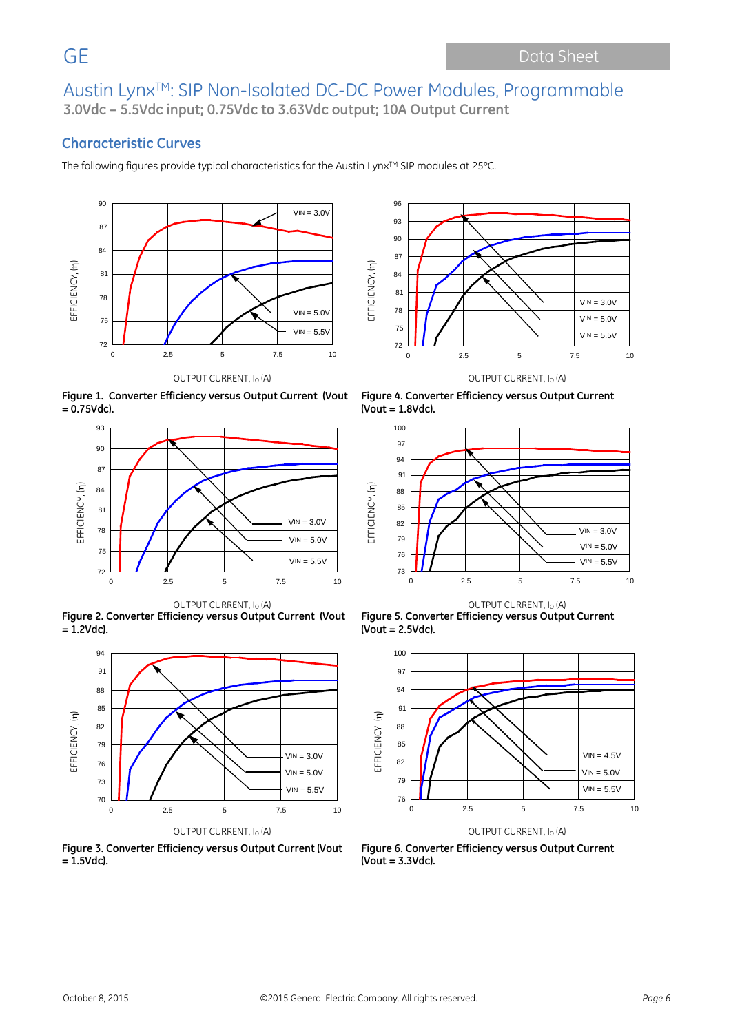## Characteristic Curves

The following figures provide typical characteristics for the Austin Lynx™ SIP modules at 25°C.

**Figure 1. Converter Efficiency versus Output Current (Vout = 0.75Vdc).**

**Figure 2. Converter Efficiency versus Output Current (Vout = 1.2Vdc).**

**Figure 3. Converter Efficiency versus Output Current (Vout = 1.5Vdc).**

**Figure 4. Converter Efficiency versus Output Current (Vout = 1.8Vdc).**

**Figure 5. Converter Efficiency versus Output Current (Vout = 2.5Vdc).**

**Figure 6. Converter Efficiency versus Output Current (Vout = 3.3Vdc).**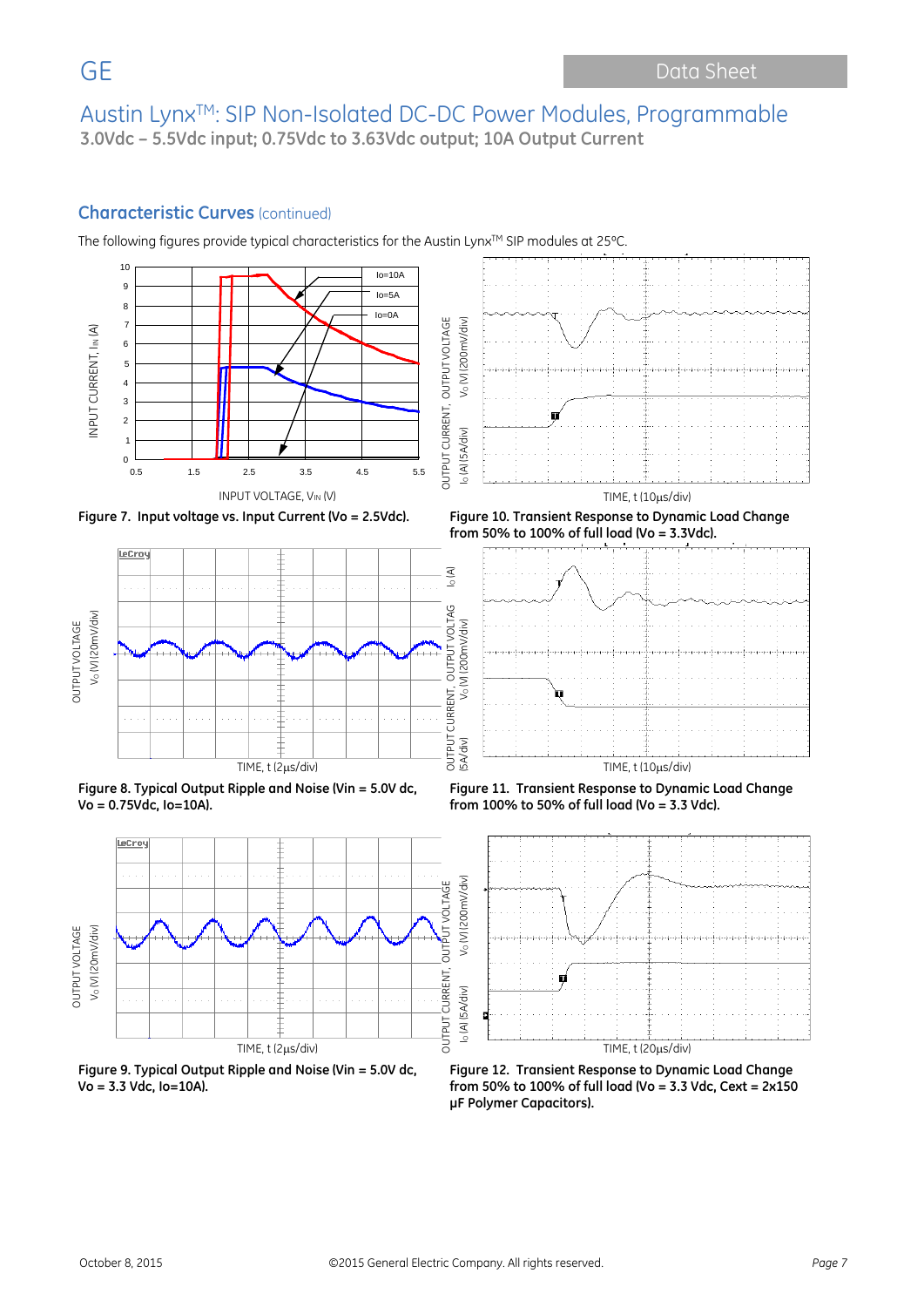## Characteristic Curves (continued)

The following figures provide typical characteristics for the Austin Lynx[TM] SIP modules at 25ºC.

**Figure 7. Input voltage vs. Input Current (Vo = 2.5Vdc).**

**Figure 10. Transient Response to Dynamic Load Change from 50% to 100% of full load (Vo = 3.3Vdc).**

**Figure 8. Typical Output Ripple and Noise (Vin = 5.0V dc, Vo = 0.75Vdc, Io=10A).**

**Figure 11. Transient Response to Dynamic Load Change from 100% to 50% of full load (Vo = 3.3 Vdc).**

**Figure 9. Typical Output Ripple and Noise (Vin = 5.0V dc, Vo = 3.3 Vdc, Io=10A).**

**Figure 12. Transient Response to Dynamic Load Change from 50% to 100% of full load (Vo = 3.3 Vdc, Cext = 2x150 μF Polymer Capacitors).**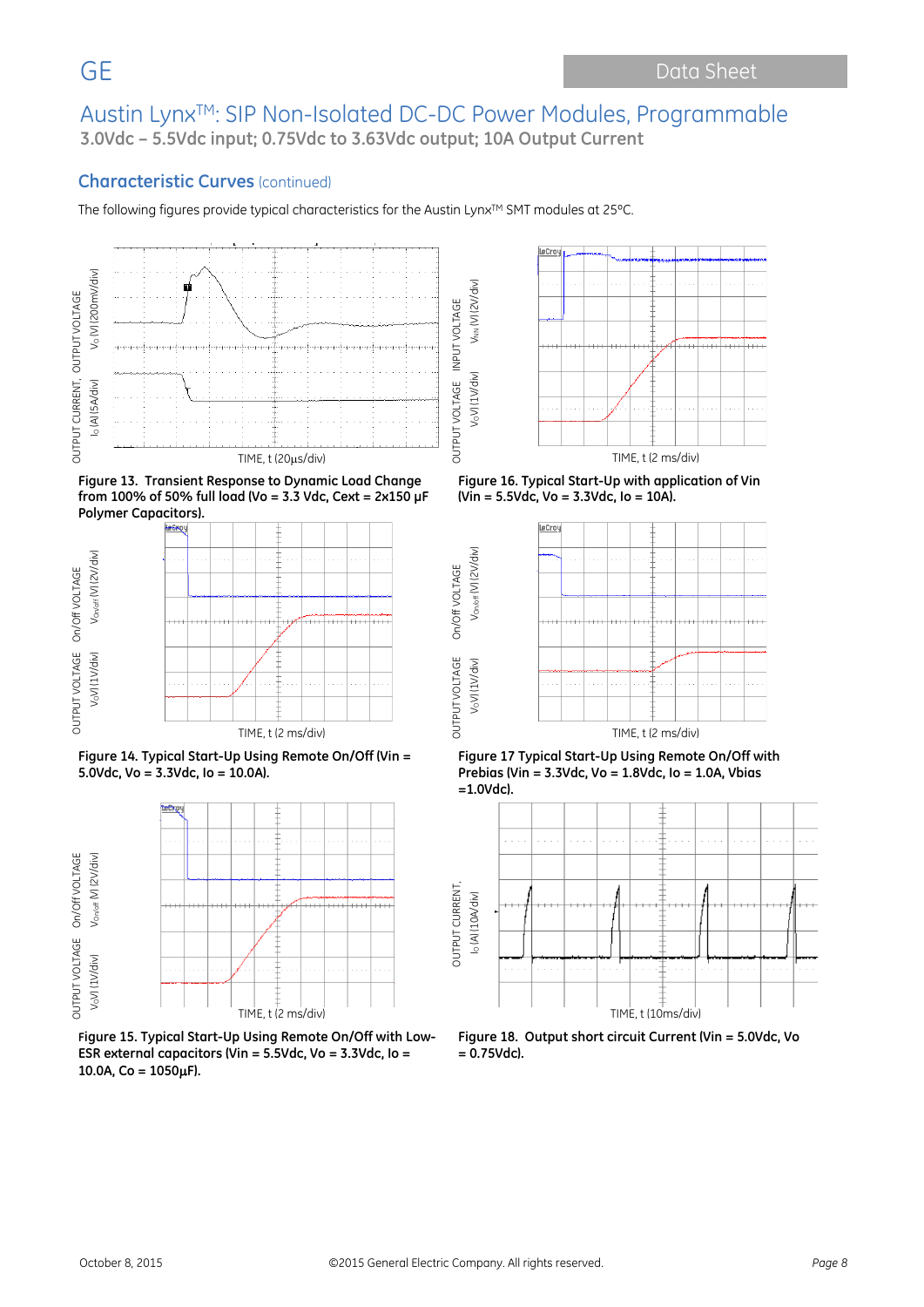## Characteristic Curves (continued)

The following figures provide typical characteristics for the Austin Lynx™ SMT modules at 25°C.

**Figure 13. Transient Response to Dynamic Load Change from 100% of 50% full load (Vo = 3.3 Vdc, Cext = 2x150 μF Polymer Capacitors).**

**Figure 16. Typical Start-Up with application of Vin (Vin = 5.5Vdc, Vo = 3.3Vdc, Io = 10A).**

**Figure 14. Typical Start-Up Using Remote On/Off (Vin = 5.0Vdc, Vo = 3.3Vdc, Io = 10.0A).**

**Figure 17 Typical Start-Up Using Remote On/Off with Prebias (Vin = 3.3Vdc, Vo = 1.8Vdc, Io = 1.0A, Vbias =1.0Vdc).**

**Figure 15. Typical Start-Up Using Remote On/Off with Low-ESR external capacitors (Vin = 5.5Vdc, Vo = 3.3Vdc, Io = 10.0A, Co = 1050μF).**

**Figure 18. Output short circuit Current (Vin = 5.0Vdc, Vo = 0.75Vdc).**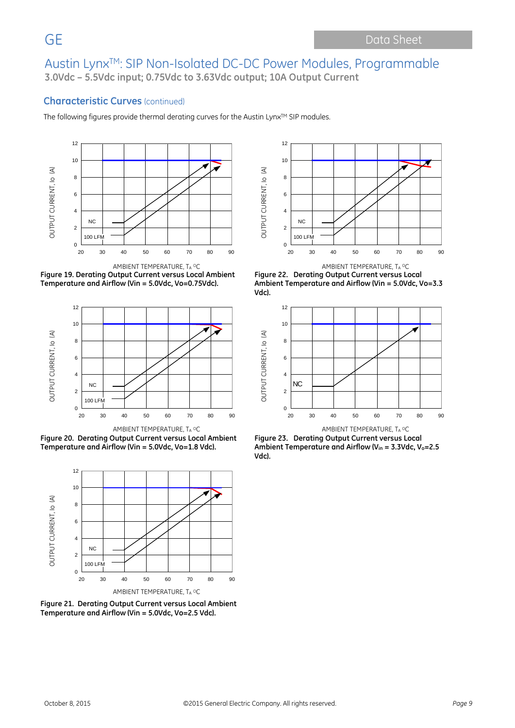# Austin Lynx™: SIP Non-Isolated DC-DC Power Modules, Programmable

**3.0Vdc – 5.5Vdc input; 0.75Vdc to 3.63Vdc output; 10A Output Current**

## Characteristic Curves (continued)

The following figures provide thermal derating curves for the Austin Lynx™ SIP modules.

**Figure 19. Derating Output Current versus Local Ambient Temperature and Airflow (Vin = 5.0Vdc, Vo=0.75Vdc).**

**Figure 20. Derating Output Current versus Local Ambient Temperature and Airflow (Vin = 5.0Vdc, Vo=1.8 Vdc).**

**Figure 21. Derating Output Current versus Local Ambient Temperature and Airflow (Vin = 5.0Vdc, Vo=2.5 Vdc).**

**Figure 22. Derating Output Current versus Local Ambient Temperature and Airflow (Vin = 5.0Vdc, Vo=3.3 Vdc).**

**Figure 23. Derating Output Current versus Local Ambient Temperature and Airflow ($V_{in}$ = 3.3Vdc, $V_o$=2.5 Vdc).**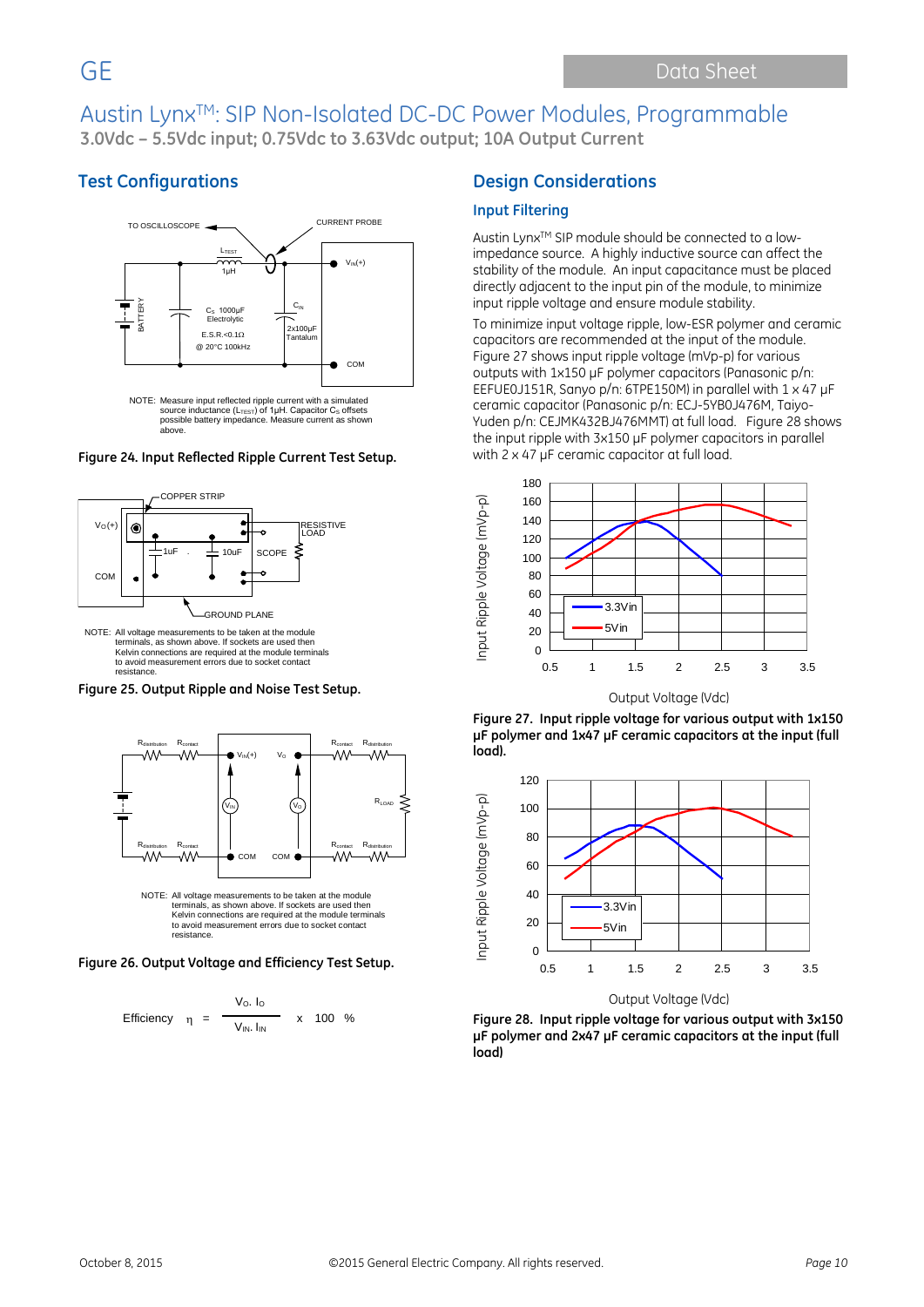## Test Configurations

NOTE: Measure input reflected ripple current with a simulated source inductance ($L_{TEST}$) of 1μH. Capacitor $C_S$ offsets possible battery impedance. Measure current as shown above.

**Figure 24. Input Reflected Ripple Current Test Setup.**

NOTE: All voltage measurements to be taken at the module terminals, as shown above. If sockets are used then Kelvin connections are required at the module terminals to avoid measurement errors due to socket contact resistance.

**Figure 25. Output Ripple and Noise Test Setup.**

NOTE: All voltage measurements to be taken at the module terminals, as shown above. If sockets are used then Kelvin connections are required at the module terminals to avoid measurement errors due to socket contact resistance.

**Figure 26. Output Voltage and Efficiency Test Setup.**

$$\text{Efficiency} \quad \eta = \frac{V_O \cdot I_O}{V_{IN} \cdot I_{IN}} \times 100 \quad \%$$

## Design Considerations

### Input Filtering

Austin Lynx[TM] SIP module should be connected to a low-impedance source. A highly inductive source can affect the stability of the module. An input capacitance must be placed directly adjacent to the input pin of the module, to minimize input ripple voltage and ensure module stability.

To minimize input voltage ripple, low-ESR polymer and ceramic capacitors are recommended at the input of the module. Figure 27 shows input ripple voltage (mVp-p) for various outputs with 1x150 µF polymer capacitors (Panasonic p/n: EEFUE0J151R, Sanyo p/n: 6TPE150M) in parallel with 1 x 47 µF ceramic capacitor (Panasonic p/n: ECJ-5YB0J476M, Taiyo-Yuden p/n: CEJMK432BJ476MMT) at full load. Figure 28 shows the input ripple with 3x150 µF polymer capacitors in parallel with 2 x 47 µF ceramic capacitor at full load.

**Figure 27. Input ripple voltage for various output with 1x150 µF polymer and 1x47 µF ceramic capacitors at the input (full load).**

**Figure 28. Input ripple voltage for various output with 3x150 µF polymer and 2x47 µF ceramic capacitors at the input (full load)**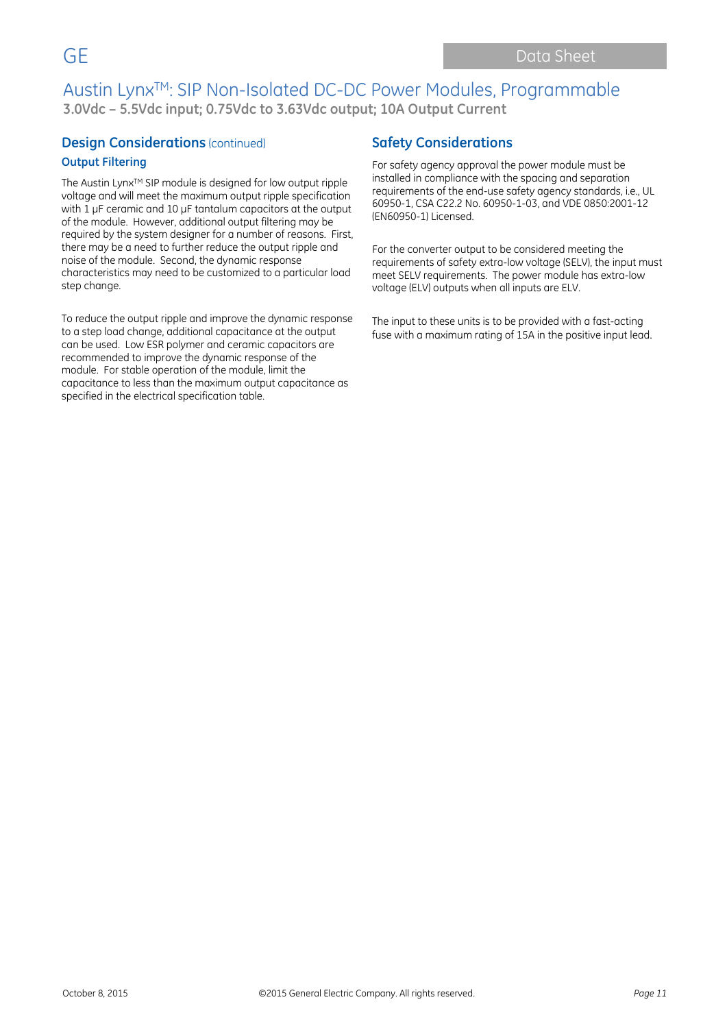## Design Considerations (continued)

### Output Filtering

The Austin Lynx™ SIP module is designed for low output ripple voltage and will meet the maximum output ripple specification with 1 µF ceramic and 10 µF tantalum capacitors at the output of the module. However, additional output filtering may be required by the system designer for a number of reasons. First, there may be a need to further reduce the output ripple and noise of the module. Second, the dynamic response characteristics may need to be customized to a particular load step change.

To reduce the output ripple and improve the dynamic response to a step load change, additional capacitance at the output can be used. Low ESR polymer and ceramic capacitors are recommended to improve the dynamic response of the module. For stable operation of the module, limit the capacitance to less than the maximum output capacitance as specified in the electrical specification table.

## Safety Considerations

For safety agency approval the power module must be installed in compliance with the spacing and separation requirements of the end-use safety agency standards, i.e., UL 60950-1, CSA C22.2 No. 60950-1-03, and VDE 0850:2001-12 (EN60950-1) Licensed.

For the converter output to be considered meeting the requirements of safety extra-low voltage (SELV), the input must meet SELV requirements. The power module has extra-low voltage (ELV) outputs when all inputs are ELV.

The input to these units is to be provided with a fast-acting fuse with a maximum rating of 15A in the positive input lead.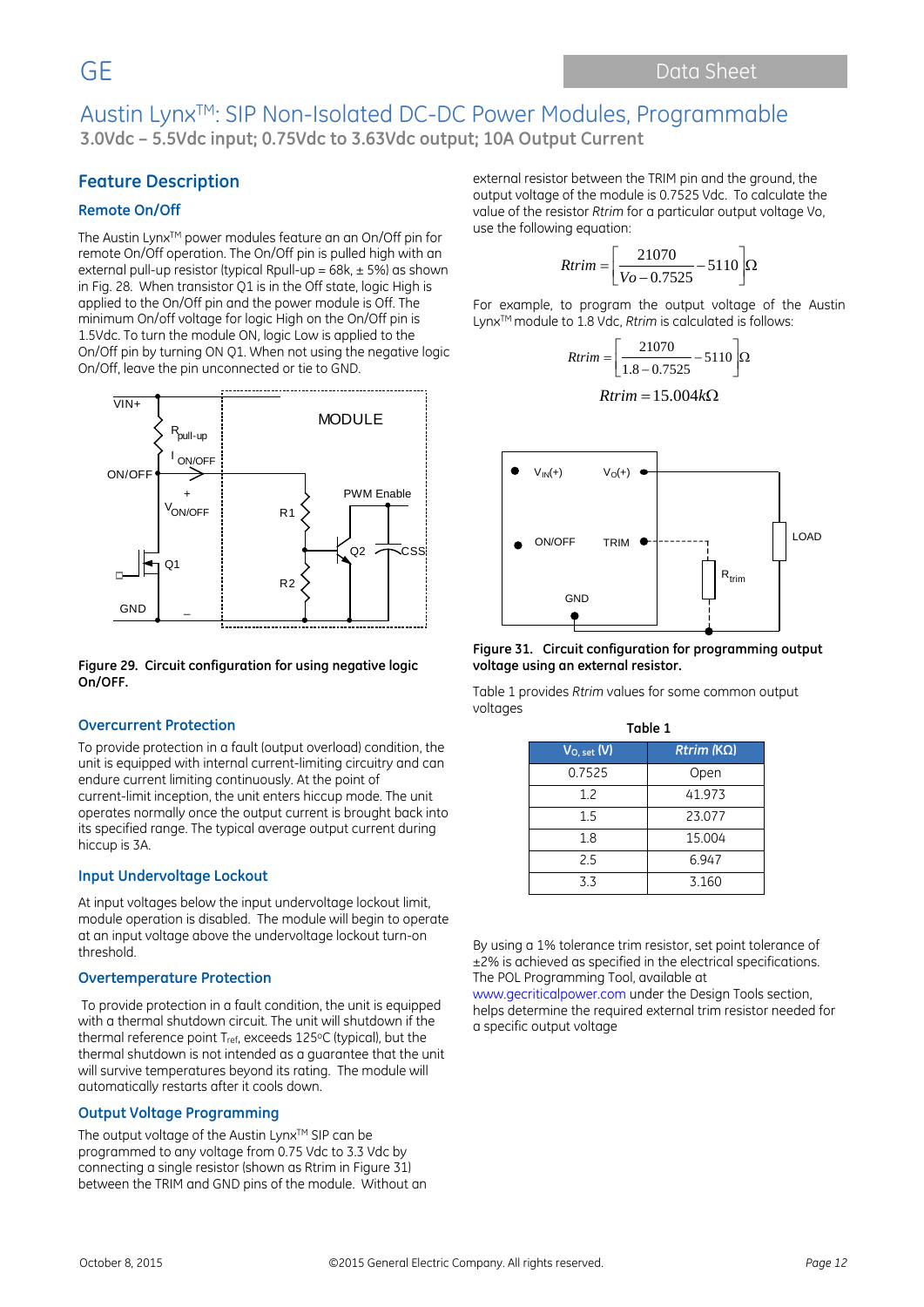## Feature Description

### Remote On/Off

The Austin Lynx[TM] power modules feature an an On/Off pin for remote On/Off operation. The On/Off pin is pulled high with an external pull-up resistor (typical Rpull-up = 68k, ± 5%) as shown in Fig. 28. When transistor Q1 is in the Off state, logic High is applied to the On/Off pin and the power module is Off. The minimum On/off voltage for logic High on the On/Off pin is 1.5Vdc. To turn the module ON, logic Low is applied to the On/Off pin by turning ON Q1. When not using the negative logic On/Off, leave the pin unconnected or tie to GND.

**Figure 29. Circuit configuration for using negative logic On/OFF.**

### Overcurrent Protection

To provide protection in a fault (output overload) condition, the unit is equipped with internal current-limiting circuitry and can endure current limiting continuously. At the point of current-limit inception, the unit enters hiccup mode. The unit operates normally once the output current is brought back into its specified range. The typical average output current during hiccup is 3A.

### Input Undervoltage Lockout

At input voltages below the input undervoltage lockout limit, module operation is disabled. The module will begin to operate at an input voltage above the undervoltage lockout turn-on threshold.

### Overtemperature Protection

To provide protection in a fault condition, the unit is equipped with a thermal shutdown circuit. The unit will shutdown if the thermal reference point $T_{ref}$, exceeds 125°C (typical), but the thermal shutdown is not intended as a guarantee that the unit will survive temperatures beyond its rating. The module will automatically restarts after it cools down.

### Output Voltage Programming

The output voltage of the Austin Lynx[TM] SIP can be programmed to any voltage from 0.75 Vdc to 3.3 Vdc by connecting a single resistor (shown as Rtrim in Figure 31) between the TRIM and GND pins of the module. Without an external resistor between the TRIM pin and the ground, the output voltage of the module is 0.7525 Vdc. To calculate the value of the resistor *Rtrim* for a particular output voltage Vo, use the following equation:

$$Rtrim = \left[ \frac{21070}{Vo - 0.7525} - 5110 \right] \Omega$$

For example, to program the output voltage of the Austin Lynx[TM] module to 1.8 Vdc, *Rtrim* is calculated is follows:

$$Rtrim = \left[ \frac{21070}{1.8 - 0.7525} - 5110 \right] \Omega$$

$$Rtrim = 15.004 k\Omega$$

**Figure 31. Circuit configuration for programming output voltage using an external resistor.**

Table 1 provides *Rtrim* values for some common output voltages

**Table 1**

| $V_{O,\,set}$ (V) | *Rtrim* (KΩ) |
|---|---|
| 0.7525 | Open |
| 1.2 | 41.973 |
| 1.5 | 23.077 |
| 1.8 | 15.004 |
| 2.5 | 6.947 |
| 3.3 | 3.160 |

By using a 1% tolerance trim resistor, set point tolerance of ±2% is achieved as specified in the electrical specifications. The POL Programming Tool, available at www.gecriticalpower.com under the Design Tools section, helps determine the required external trim resistor needed for a specific output voltage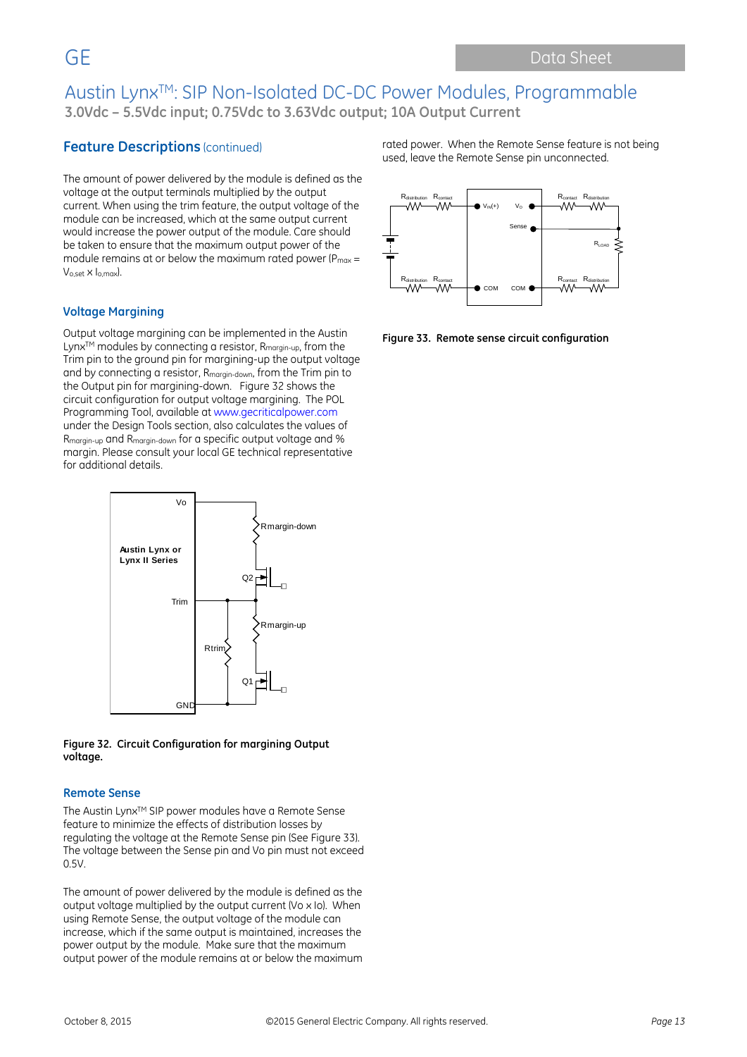## Feature Descriptions (continued)

The amount of power delivered by the module is defined as the voltage at the output terminals multiplied by the output current. When using the trim feature, the output voltage of the module can be increased, which at the same output current would increase the power output of the module. Care should be taken to ensure that the maximum output power of the module remains at or below the maximum rated power ($P_{max} = V_{o,set} \times I_{o,max}$).

### Voltage Margining

Output voltage margining can be implemented in the Austin Lynx[TM] modules by connecting a resistor, $R_{margin\text{-}up}$, from the Trim pin to the ground pin for margining-up the output voltage and by connecting a resistor, $R_{margin\text{-}down}$, from the Trim pin to the Output pin for margining-down. Figure 32 shows the circuit configuration for output voltage margining. The POL Programming Tool, available at www.gecriticalpower.com under the Design Tools section, also calculates the values of $R_{margin\text{-}up}$ and $R_{margin\text{-}down}$ for a specific output voltage and % margin. Please consult your local GE technical representative for additional details.

**Figure 32. Circuit Configuration for margining Output voltage.**

### Remote Sense

The Austin Lynx[TM] SIP power modules have a Remote Sense feature to minimize the effects of distribution losses by regulating the voltage at the Remote Sense pin (See Figure 33). The voltage between the Sense pin and Vo pin must not exceed 0.5V.

The amount of power delivered by the module is defined as the output voltage multiplied by the output current (Vo x Io). When using Remote Sense, the output voltage of the module can increase, which if the same output is maintained, increases the power output by the module. Make sure that the maximum output power of the module remains at or below the maximum rated power. When the Remote Sense feature is not being used, leave the Remote Sense pin unconnected.

**Figure 33. Remote sense circuit configuration**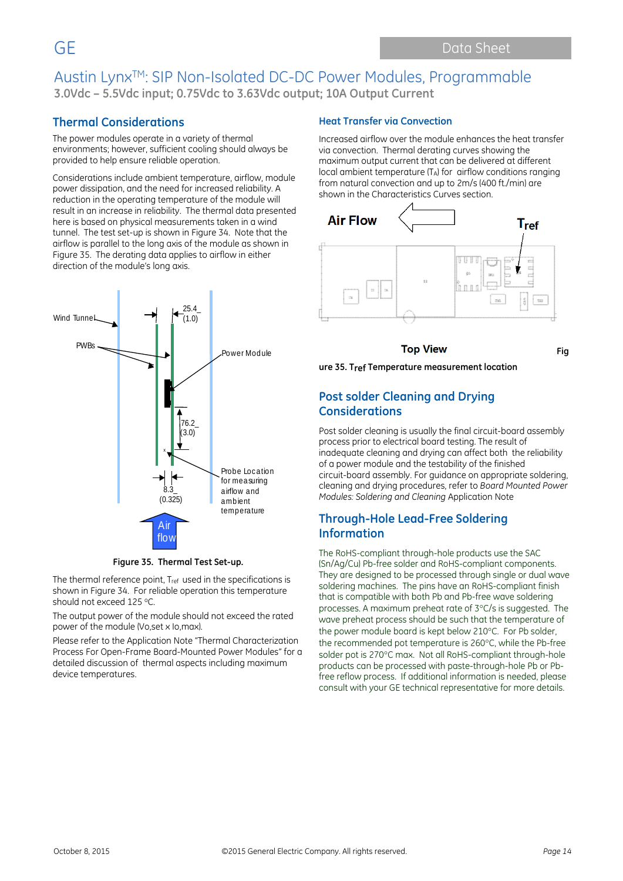## Thermal Considerations

The power modules operate in a variety of thermal environments; however, sufficient cooling should always be provided to help ensure reliable operation.

Considerations include ambient temperature, airflow, module power dissipation, and the need for increased reliability. A reduction in the operating temperature of the module will result in an increase in reliability. The thermal data presented here is based on physical measurements taken in a wind tunnel. The test set-up is shown in Figure 34. Note that the airflow is parallel to the long axis of the module as shown in Figure 35. The derating data applies to airflow in either direction of the module's long axis.

Figure 35. Thermal Test Set-up.

The thermal reference point, $T_{ref}$ used in the specifications is shown in Figure 34. For reliable operation this temperature should not exceed 125 °C.

The output power of the module should not exceed the rated power of the module (Vo,set x Io,max).

Please refer to the Application Note "Thermal Characterization Process For Open-Frame Board-Mounted Power Modules" for a detailed discussion of thermal aspects including maximum device temperatures.

### Heat Transfer via Convection

Increased airflow over the module enhances the heat transfer via convection. Thermal derating curves showing the maximum output current that can be delivered at different local ambient temperature ($T_A$) for airflow conditions ranging from natural convection and up to 2m/s (400 ft./min) are shown in the Characteristics Curves section.

Figure 35. Tref Temperature measurement location

## Post solder Cleaning and Drying Considerations

Post solder cleaning is usually the final circuit-board assembly process prior to electrical board testing. The result of inadequate cleaning and drying can affect both the reliability of a power module and the testability of the finished circuit-board assembly. For guidance on appropriate soldering, cleaning and drying procedures, refer to *Board Mounted Power Modules: Soldering and Cleaning* Application Note

## Through-Hole Lead-Free Soldering Information

The RoHS-compliant through-hole products use the SAC (Sn/Ag/Cu) Pb-free solder and RoHS-compliant components. They are designed to be processed through single or dual wave soldering machines. The pins have an RoHS-compliant finish that is compatible with both Pb and Pb-free wave soldering processes. A maximum preheat rate of 3°C/s is suggested. The wave preheat process should be such that the temperature of the power module board is kept below 210°C. For Pb solder, the recommended pot temperature is 260°C, while the Pb-free solder pot is 270°C max. Not all RoHS-compliant through-hole products can be processed with paste-through-hole Pb or Pb-free reflow process. If additional information is needed, please consult with your GE technical representative for more details.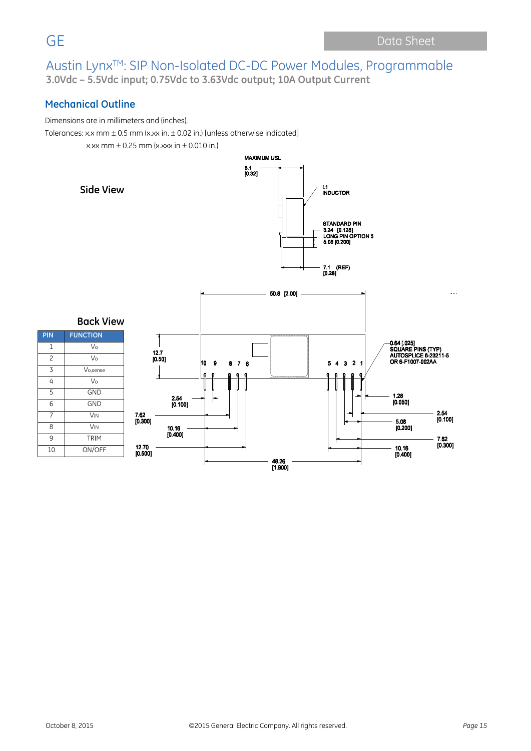## Mechanical Outline

Dimensions are in millimeters and (inches).

Tolerances: x.x mm ± 0.5 mm (x.xx in. ± 0.02 in.) [unless otherwise indicated]

x.xx mm ± 0.25 mm (x.xxx in ± 0.010 in.)

**Side View**

MAXIMUM USL
8.1
[0.32]

L1
INDUCTOR

STANDARD PIN
3.24 [0.128]
LONG PIN OPTION 5
5.08 [0.200]

7.1 (REF)
[0.28]

**Back View**

50.8 [2.00]

12.7
[0.50]

0.64 [.025]
SQUARE PINS (TYP)
AUTOSPLICE 6-23211-5
OR 6-F1007-002AA

2.54 [0.100]
1.28 [0.050]
7.62 [0.300]
2.54 [0.100]
10.16 [0.400]
5.08 [0.200]
12.70 [0.500]
7.62 [0.300]
10.16 [0.400]
48.26 [1.900]

| PIN | FUNCTION |
|---|---|
| 1 | Vo |
| 2 | Vo |
| 3 | Vo,sense |
| 4 | Vo |
| 5 | GND |
| 6 | GND |
| 7 | VIN |
| 8 | VIN |
| 9 | TRIM |
| 10 | ON/OFF |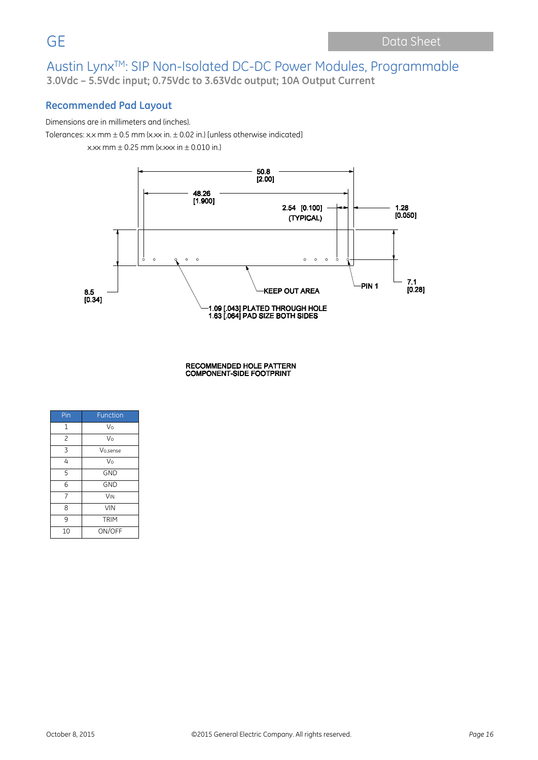## Recommended Pad Layout

Dimensions are in millimeters and (inches).

Tolerances: x.x mm ± 0.5 mm (x.xx in. ± 0.02 in.) [unless otherwise indicated]

x.xx mm ± 0.25 mm (x.xxx in ± 0.010 in.)

50.8 [2.00]

48.26 [1.900]

2.54 [0.100] (TYPICAL)

1.28 [0.050]

8.5 [0.34]

7.1 [0.28]

KEEP OUT AREA

PIN 1

1.09 [.043] PLATED THROUGH HOLE
1.63 [.064] PAD SIZE BOTH SIDES

RECOMMENDED HOLE PATTERN
COMPONENT-SIDE FOOTPRINT

| Pin | Function |
|---|---|
| 1 | $V_O$ |
| 2 | $V_O$ |
| 3 | $V_{O,sense}$ |
| 4 | $V_O$ |
| 5 | GND |
| 6 | GND |
| 7 | $V_{IN}$ |
| 8 | VIN |
| 9 | TRIM |
| 10 | ON/OFF |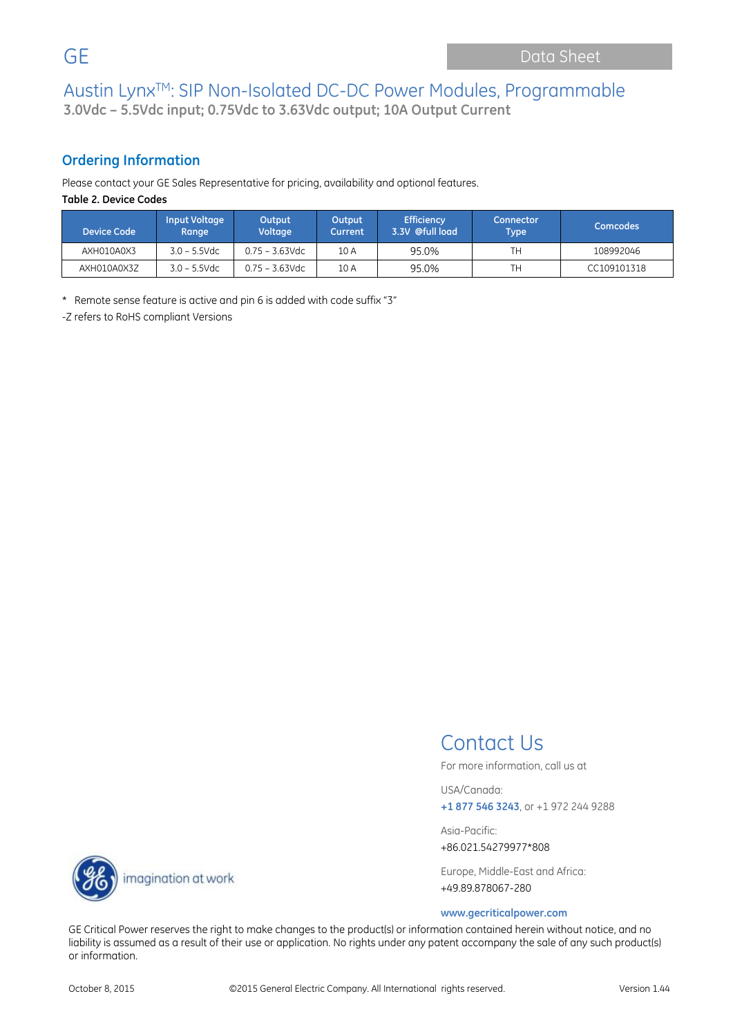## Ordering Information

Please contact your GE Sales Representative for pricing, availability and optional features.

**Table 2. Device Codes**

| Device Code | Input Voltage Range | Output Voltage | Output Current | Efficiency 3.3V @full load | Connector Type | Comcodes |
|---|---|---|---|---|---|---|
| AXH010A0X3 | 3.0 – 5.5Vdc | 0.75 – 3.63Vdc | 10 A | 95.0% | TH | 108992046 |
| AXH010A0X3Z | 3.0 – 5.5Vdc | 0.75 – 3.63Vdc | 10 A | 95.0% | TH | CC109101318 |

* Remote sense feature is active and pin 6 is added with code suffix "3"

-Z refers to RoHS compliant Versions

## Contact Us

For more information, call us at

USA/Canada:
**+1 877 546 3243**, or +1 972 244 9288

Asia-Pacific:
+86.021.54279977*808

Europe, Middle-East and Africa:
+49.89.878067-280

**www.gecriticalpower.com**

imagination at work

GE Critical Power reserves the right to make changes to the product(s) or information contained herein without notice, and no liability is assumed as a result of their use or application. No rights under any patent accompany the sale of any such product(s) or information.

October 8, 2015 ©2015 General Electric Company. All International rights reserved. Version 1.44